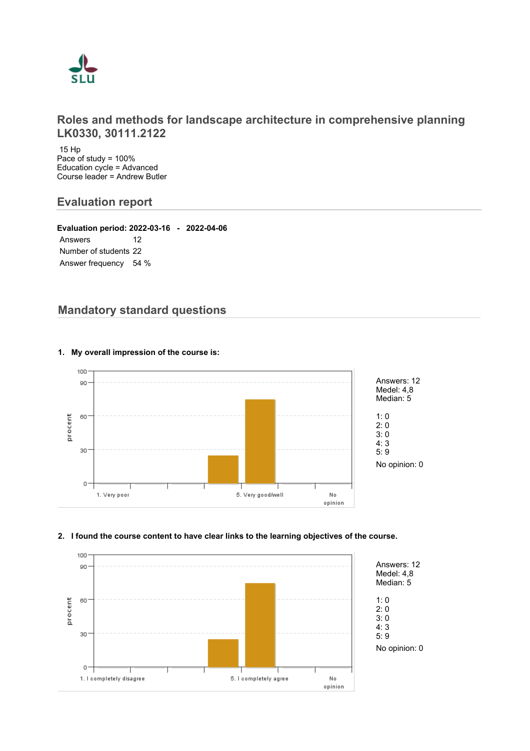# Roles and methods for landscape architecture in comprehensive planning LK0330, 30111.2122

15 Hp
Pace of study = 100%
Education cycle = Advanced
Course leader = Andrew Butler

## Evaluation report

**Evaluation period: 2022-03-16 - 2022-04-06**

| | |
|---|---|
| Answers | 12 |
| Number of students | 22 |
| Answer frequency | 54 % |

## Mandatory standard questions

**1. My overall impression of the course is:**

Answers: 12
Medel: 4,8
Median: 5

1: 0
2: 0
3: 0
4: 3
5: 9

No opinion: 0

**2. I found the course content to have clear links to the learning objectives of the course.**

Answers: 12
Medel: 4,8
Median: 5

1: 0
2: 0
3: 0
4: 3
5: 9

No opinion: 0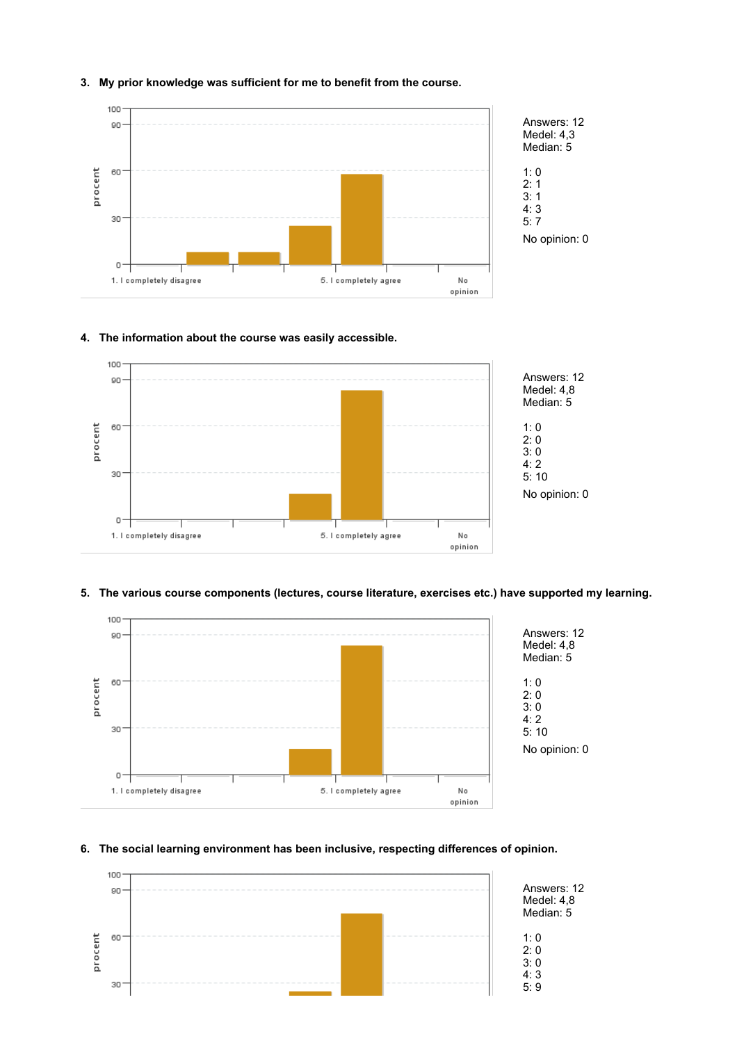3. **My prior knowledge was sufficient for me to benefit from the course.**

Answers: 12
Medel: 4,3
Median: 5

1: 0
2: 1
3: 1
4: 3
5: 7

No opinion: 0

4. **The information about the course was easily accessible.**

Answers: 12
Medel: 4,8
Median: 5

1: 0
2: 0
3: 0
4: 2
5: 10

No opinion: 0

5. **The various course components (lectures, course literature, exercises etc.) have supported my learning.**

Answers: 12
Medel: 4,8
Median: 5

1: 0
2: 0
3: 0
4: 2
5: 10

No opinion: 0

6. **The social learning environment has been inclusive, respecting differences of opinion.**

Answers: 12
Medel: 4,8
Median: 5

1: 0
2: 0
3: 0
4: 3
5: 9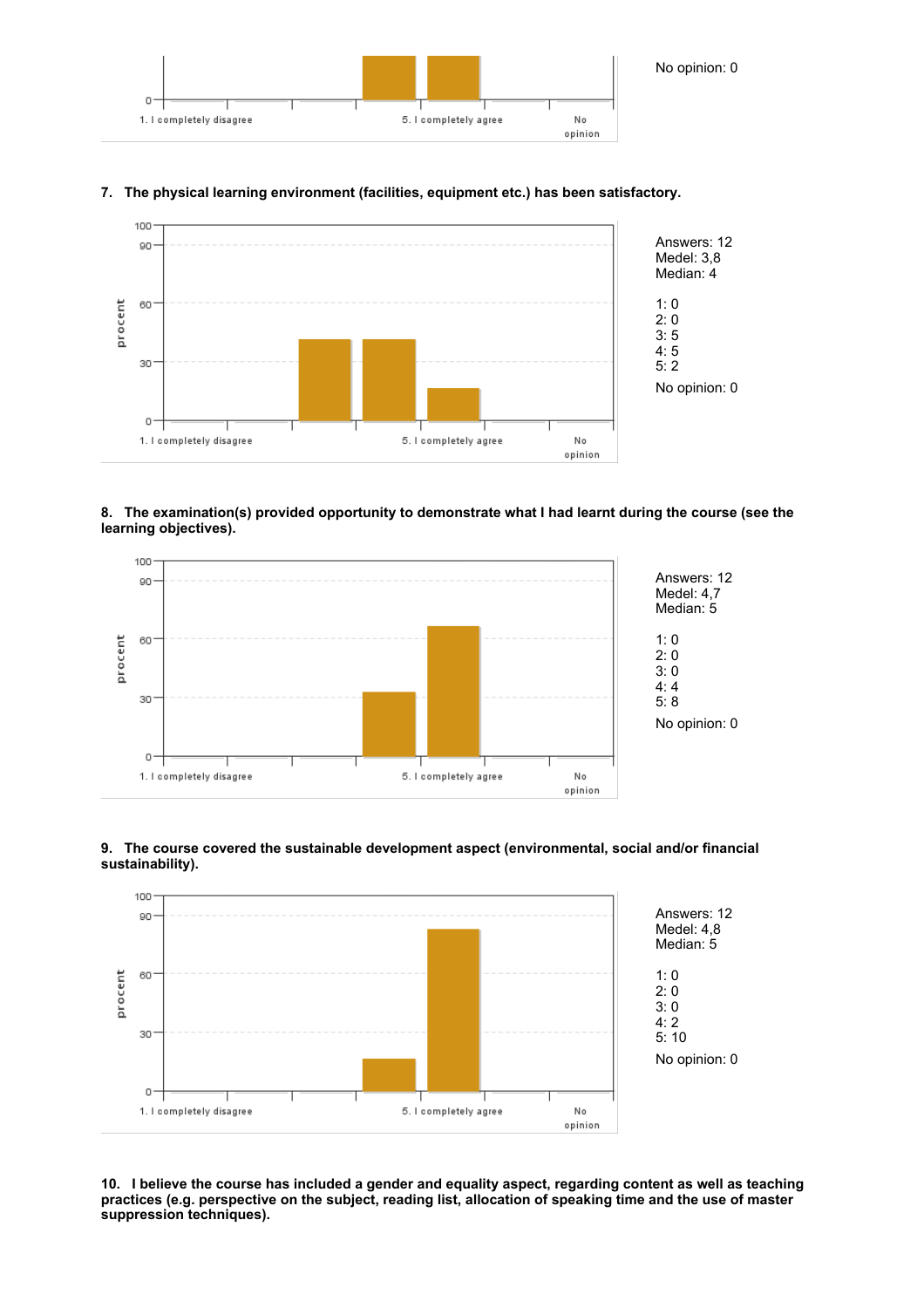No opinion: 0

**7. The physical learning environment (facilities, equipment etc.) has been satisfactory.**

Answers: 12
Medel: 3,8
Median: 4

1: 0
2: 0
3: 5
4: 5
5: 2

No opinion: 0

**8. The examination(s) provided opportunity to demonstrate what I had learnt during the course (see the learning objectives).**

Answers: 12
Medel: 4,7
Median: 5

1: 0
2: 0
3: 0
4: 4
5: 8

No opinion: 0

**9. The course covered the sustainable development aspect (environmental, social and/or financial sustainability).**

Answers: 12
Medel: 4,8
Median: 5

1: 0
2: 0
3: 0
4: 2
5: 10

No opinion: 0

**10. I believe the course has included a gender and equality aspect, regarding content as well as teaching practices (e.g. perspective on the subject, reading list, allocation of speaking time and the use of master suppression techniques).**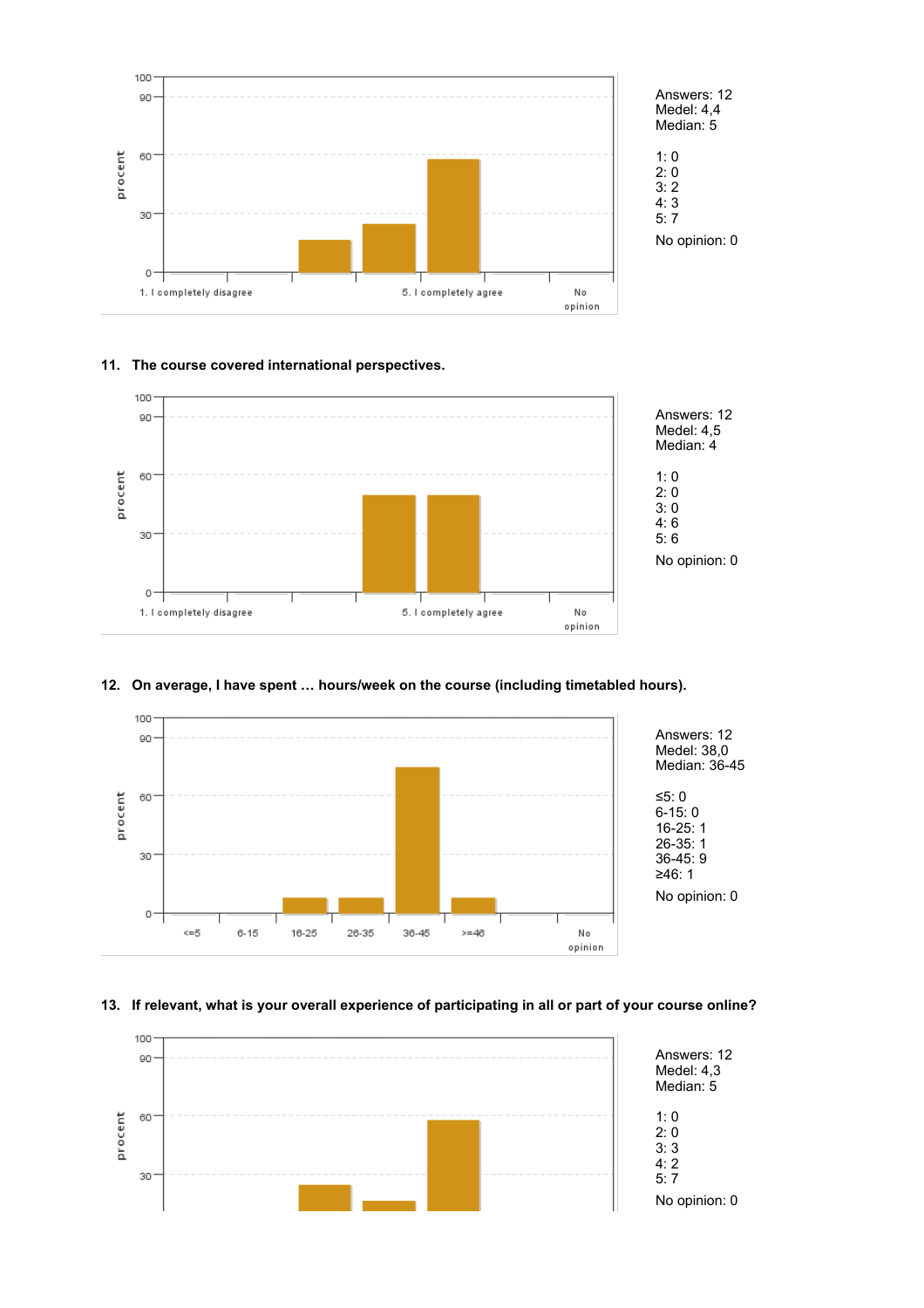Answers: 12
Medel: 4,4
Median: 5

1: 0
2: 0
3: 2
4: 3
5: 7

No opinion: 0

**11. The course covered international perspectives.**

Answers: 12
Medel: 4,5
Median: 4

1: 0
2: 0
3: 0
4: 6
5: 6

No opinion: 0

**12. On average, I have spent … hours/week on the course (including timetabled hours).**

Answers: 12
Medel: 38,0
Median: 36-45

≤5: 0
6-15: 0
16-25: 1
26-35: 1
36-45: 9
≥46: 1

No opinion: 0

**13. If relevant, what is your overall experience of participating in all or part of your course online?**

Answers: 12
Medel: 4,3
Median: 5

1: 0
2: 0
3: 3
4: 2
5: 7

No opinion: 0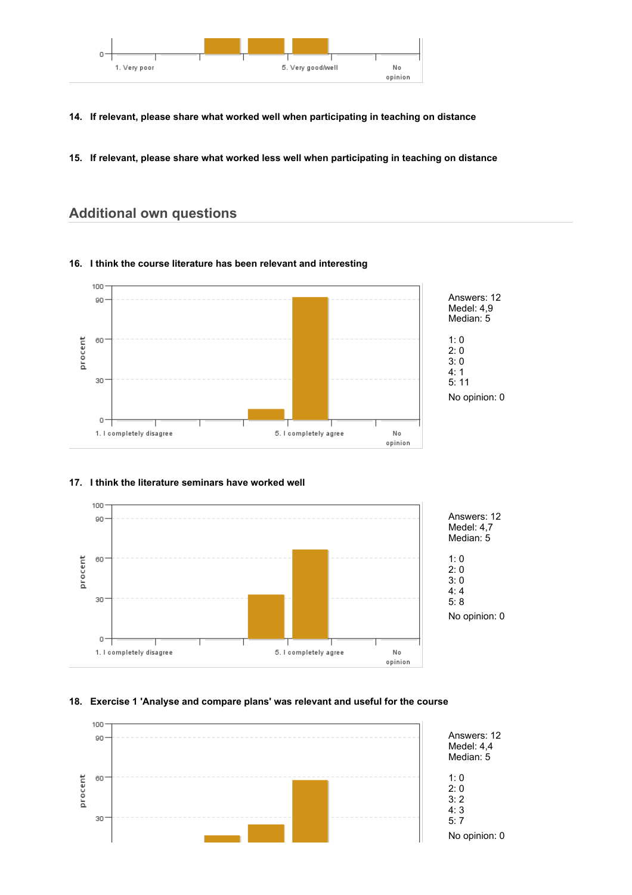14. **If relevant, please share what worked well when participating in teaching on distance**

15. **If relevant, please share what worked less well when participating in teaching on distance**

## Additional own questions

16. **I think the course literature has been relevant and interesting**

Answers: 12
Medel: 4,9
Median: 5

1: 0
2: 0
3: 0
4: 1
5: 11

No opinion: 0

17. **I think the literature seminars have worked well**

Answers: 12
Medel: 4,7
Median: 5

1: 0
2: 0
3: 0
4: 4
5: 8

No opinion: 0

18. **Exercise 1 'Analyse and compare plans' was relevant and useful for the course**

Answers: 12
Medel: 4,4
Median: 5

1: 0
2: 0
3: 2
4: 3
5: 7

No opinion: 0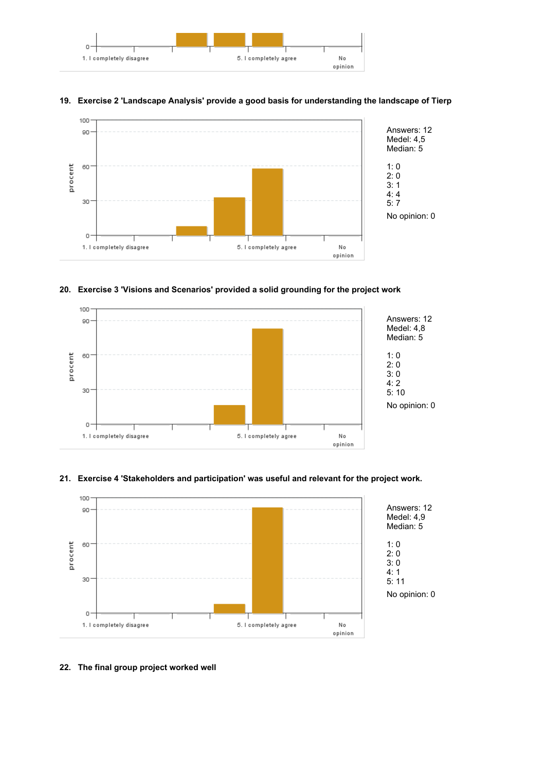**19. Exercise 2 'Landscape Analysis' provide a good basis for understanding the landscape of Tierp**

Answers: 12
Medel: 4,5
Median: 5

1: 0
2: 0
3: 1
4: 4
5: 7

No opinion: 0

**20. Exercise 3 'Visions and Scenarios' provided a solid grounding for the project work**

Answers: 12
Medel: 4,8
Median: 5

1: 0
2: 0
3: 0
4: 2
5: 10

No opinion: 0

**21. Exercise 4 'Stakeholders and participation' was useful and relevant for the project work.**

Answers: 12
Medel: 4,9
Median: 5

1: 0
2: 0
3: 0
4: 1
5: 11

No opinion: 0

**22. The final group project worked well**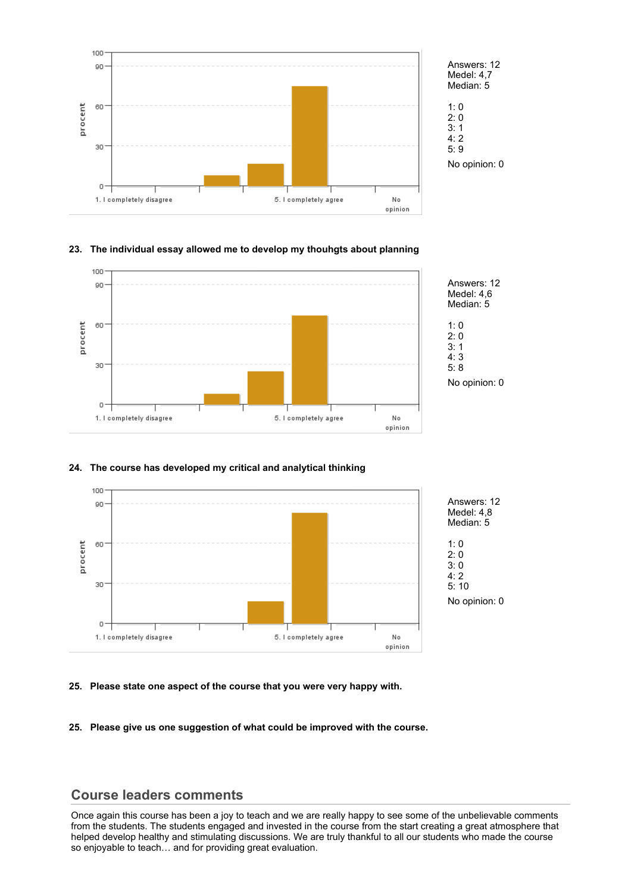Answers: 12
Medel: 4,7
Median: 5

1: 0
2: 0
3: 1
4: 2
5: 9

No opinion: 0

**23. The individual essay allowed me to develop my thouhgts about planning**

Answers: 12
Medel: 4,6
Median: 5

1: 0
2: 0
3: 1
4: 3
5: 8

No opinion: 0

**24. The course has developed my critical and analytical thinking**

Answers: 12
Medel: 4,8
Median: 5

1: 0
2: 0
3: 0
4: 2
5: 10

No opinion: 0

**25. Please state one aspect of the course that you were very happy with.**

**25. Please give us one suggestion of what could be improved with the course.**

## Course leaders comments

Once again this course has been a joy to teach and we are really happy to see some of the unbelievable comments from the students. The students engaged and invested in the course from the start creating a great atmosphere that helped develop healthy and stimulating discussions. We are truly thankful to all our students who made the course so enjoyable to teach… and for providing great evaluation.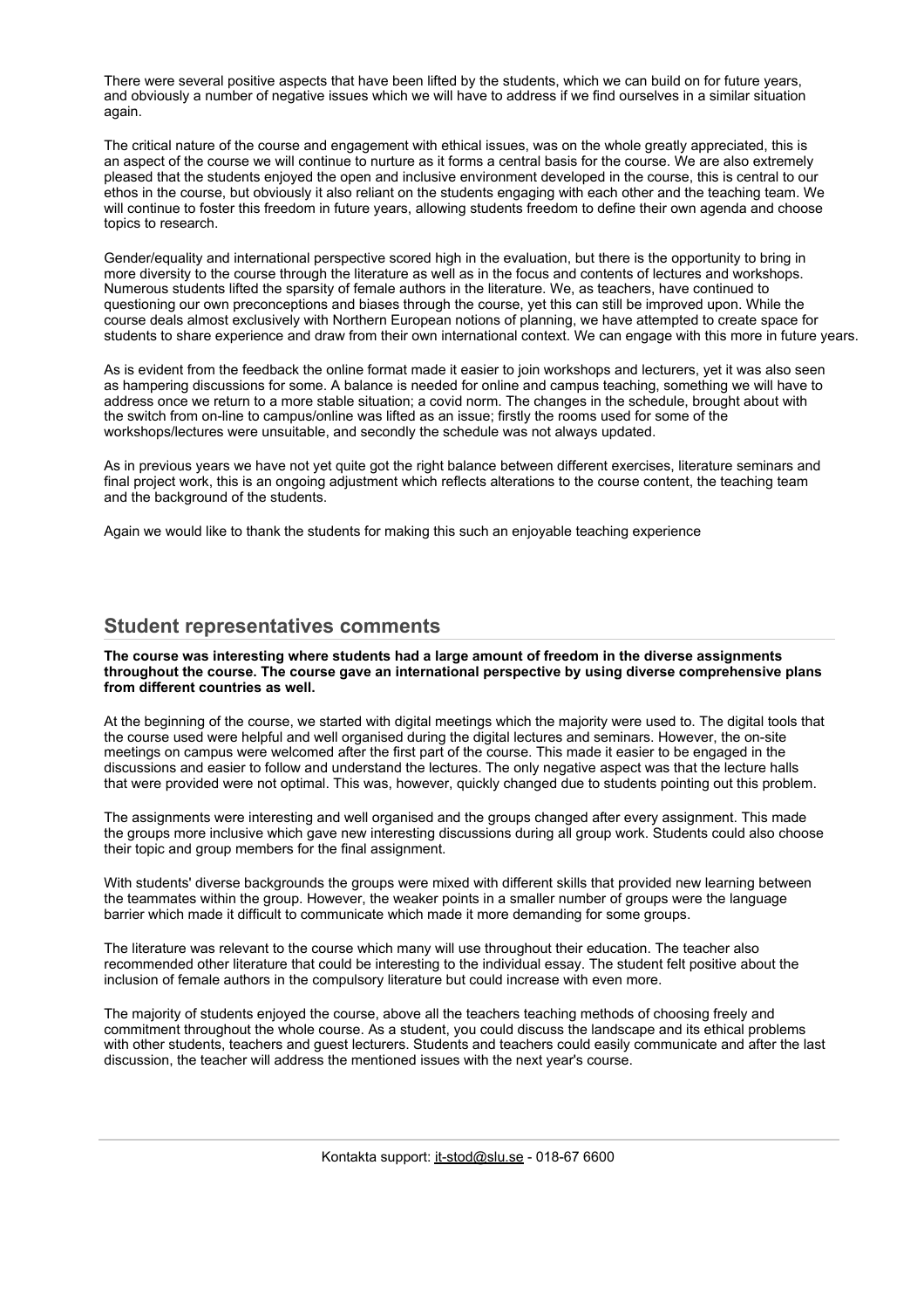There were several positive aspects that have been lifted by the students, which we can build on for future years, and obviously a number of negative issues which we will have to address if we find ourselves in a similar situation again.

The critical nature of the course and engagement with ethical issues, was on the whole greatly appreciated, this is an aspect of the course we will continue to nurture as it forms a central basis for the course. We are also extremely pleased that the students enjoyed the open and inclusive environment developed in the course, this is central to our ethos in the course, but obviously it also reliant on the students engaging with each other and the teaching team. We will continue to foster this freedom in future years, allowing students freedom to define their own agenda and choose topics to research.

Gender/equality and international perspective scored high in the evaluation, but there is the opportunity to bring in more diversity to the course through the literature as well as in the focus and contents of lectures and workshops. Numerous students lifted the sparsity of female authors in the literature. We, as teachers, have continued to questioning our own preconceptions and biases through the course, yet this can still be improved upon. While the course deals almost exclusively with Northern European notions of planning, we have attempted to create space for students to share experience and draw from their own international context. We can engage with this more in future years.

As is evident from the feedback the online format made it easier to join workshops and lecturers, yet it was also seen as hampering discussions for some. A balance is needed for online and campus teaching, something we will have to address once we return to a more stable situation; a covid norm. The changes in the schedule, brought about with the switch from on-line to campus/online was lifted as an issue; firstly the rooms used for some of the workshops/lectures were unsuitable, and secondly the schedule was not always updated.

As in previous years we have not yet quite got the right balance between different exercises, literature seminars and final project work, this is an ongoing adjustment which reflects alterations to the course content, the teaching team and the background of the students.

Again we would like to thank the students for making this such an enjoyable teaching experience

## Student representatives comments

**The course was interesting where students had a large amount of freedom in the diverse assignments throughout the course. The course gave an international perspective by using diverse comprehensive plans from different countries as well.**

At the beginning of the course, we started with digital meetings which the majority were used to. The digital tools that the course used were helpful and well organised during the digital lectures and seminars. However, the on-site meetings on campus were welcomed after the first part of the course. This made it easier to be engaged in the discussions and easier to follow and understand the lectures. The only negative aspect was that the lecture halls that were provided were not optimal. This was, however, quickly changed due to students pointing out this problem.

The assignments were interesting and well organised and the groups changed after every assignment. This made the groups more inclusive which gave new interesting discussions during all group work. Students could also choose their topic and group members for the final assignment.

With students' diverse backgrounds the groups were mixed with different skills that provided new learning between the teammates within the group. However, the weaker points in a smaller number of groups were the language barrier which made it difficult to communicate which made it more demanding for some groups.

The literature was relevant to the course which many will use throughout their education. The teacher also recommended other literature that could be interesting to the individual essay. The student felt positive about the inclusion of female authors in the compulsory literature but could increase with even more.

The majority of students enjoyed the course, above all the teachers teaching methods of choosing freely and commitment throughout the whole course. As a student, you could discuss the landscape and its ethical problems with other students, teachers and guest lecturers. Students and teachers could easily communicate and after the last discussion, the teacher will address the mentioned issues with the next year's course.

Kontakta support: it-stod@slu.se - 018-67 6600